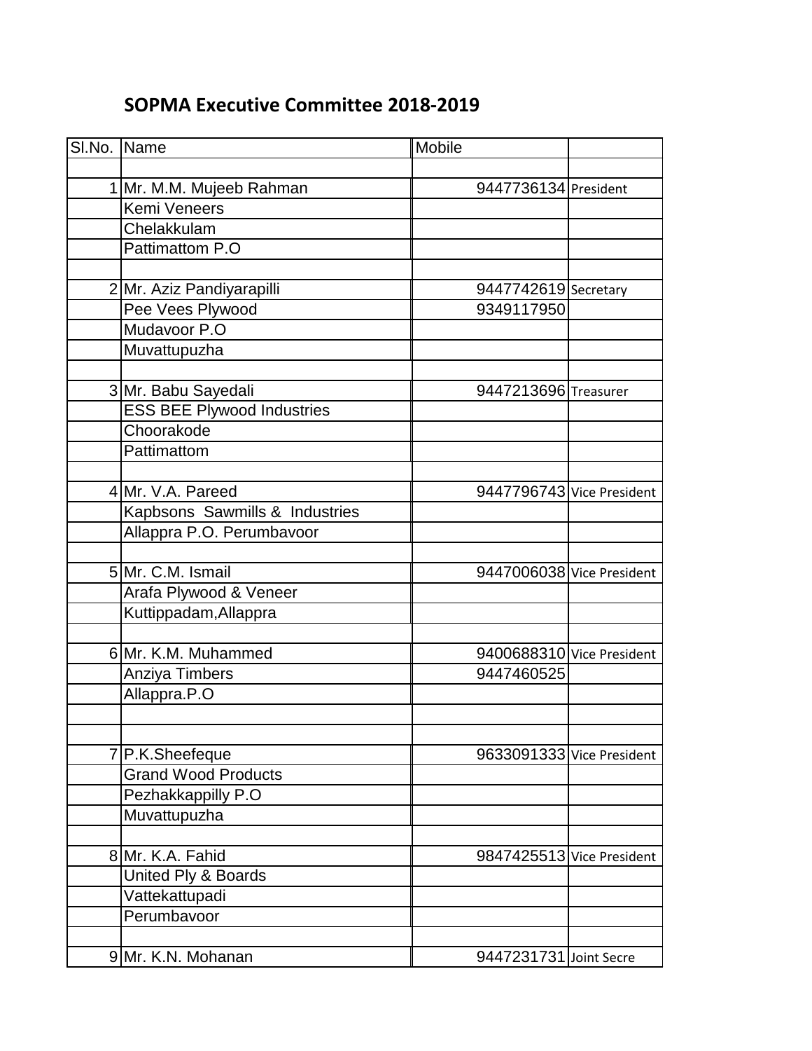# SOPMA Executive Committee 2018-2019

| Sl.No. | Name | Mobile | |
|---|---|---|---|
| | | | |
| 1 | Mr. M.M. Mujeeb Rahman | 9447736134 | President |
| | Kemi Veneers | | |
| | Chelakkulam | | |
| | Pattimattom P.O | | |
| | | | |
| 2 | Mr. Aziz Pandiyarapilli | 9447742619 | Secretary |
| | Pee Vees Plywood | 9349117950 | |
| | Mudavoor P.O | | |
| | Muvattupuzha | | |
| | | | |
| 3 | Mr. Babu Sayedali | 9447213696 | Treasurer |
| | ESS BEE Plywood Industries | | |
| | Choorakode | | |
| | Pattimattom | | |
| | | | |
| 4 | Mr. V.A. Pareed | 9447796743 | Vice President |
| | Kapbsons Sawmills & Industries | | |
| | Allappra P.O. Perumbavoor | | |
| | | | |
| 5 | Mr. C.M. Ismail | 9447006038 | Vice President |
| | Arafa Plywood & Veneer | | |
| | Kuttippadam,Allappra | | |
| | | | |
| 6 | Mr. K.M. Muhammed | 9400688310 | Vice President |
| | Anziya Timbers | 9447460525 | |
| | Allappra.P.O | | |
| | | | |
| | | | |
| 7 | P.K.Sheefeque | 9633091333 | Vice President |
| | Grand Wood Products | | |
| | Pezhakkappilly P.O | | |
| | Muvattupuzha | | |
| | | | |
| 8 | Mr. K.A. Fahid | 9847425513 | Vice President |
| | United Ply & Boards | | |
| | Vattekattupadi | | |
| | Perumbavoor | | |
| | | | |
| 9 | Mr. K.N. Mohanan | 9447231731 | Joint Secre |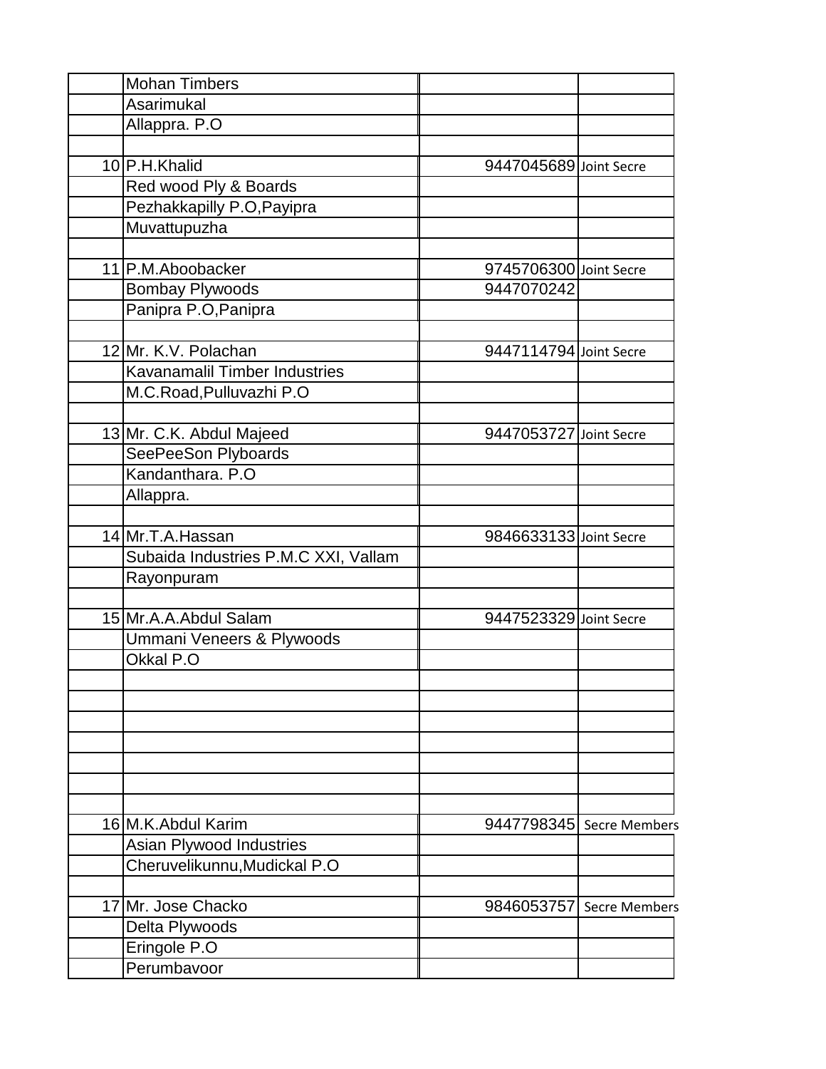| | | | |
|---|---|---|---|
| | Mohan Timbers | | |
| | Asarimukal | | |
| | Allappra. P.O | | |
| | | | |
| 10 | P.H.Khalid | 9447045689 | Joint Secre |
| | Red wood Ply & Boards | | |
| | Pezhakkapilly P.O,Payipra | | |
| | Muvattupuzha | | |
| | | | |
| 11 | P.M.Aboobacker | 9745706300 | Joint Secre |
| | Bombay Plywoods | 9447070242 | |
| | Panipra P.O,Panipra | | |
| | | | |
| 12 | Mr. K.V. Polachan | 9447114794 | Joint Secre |
| | Kavanamalil Timber Industries | | |
| | M.C.Road,Pulluvazhi P.O | | |
| | | | |
| 13 | Mr. C.K. Abdul Majeed | 9447053727 | Joint Secre |
| | SeePeeSon Plyboards | | |
| | Kandanthara. P.O | | |
| | Allappra. | | |
| | | | |
| 14 | Mr.T.A.Hassan | 9846633133 | Joint Secre |
| | Subaida Industries P.M.C XXI, Vallam | | |
| | Rayonpuram | | |
| | | | |
| 15 | Mr.A.A.Abdul Salam | 9447523329 | Joint Secre |
| | Ummani Veneers & Plywoods | | |
| | Okkal P.O | | |
| | | | |
| | | | |
| | | | |
| | | | |
| | | | |
| | | | |
| | | | |
| 16 | M.K.Abdul Karim | 9447798345 | Secre Members |
| | Asian Plywood Industries | | |
| | Cheruvelikunnu,Mudickal P.O | | |
| | | | |
| 17 | Mr. Jose Chacko | 9846053757 | Secre Members |
| | Delta Plywoods | | |
| | Eringole P.O | | |
| | Perumbavoor | | |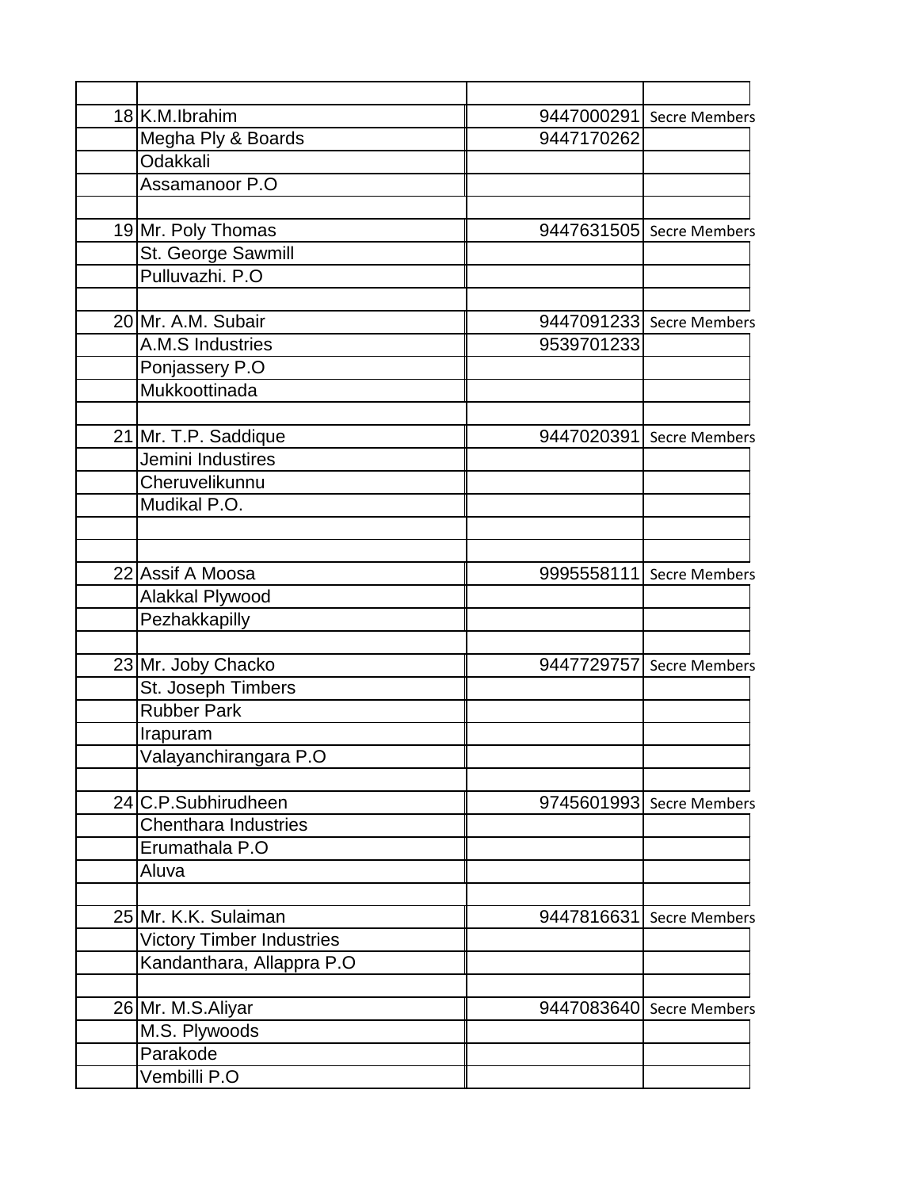| | | | |
|---|---|---|---|
| 18 | K.M.Ibrahim | 9447000291 | Secre Members |
| | Megha Ply & Boards | 9447170262 | |
| | Odakkali | | |
| | Assamanoor P.O | | |
| | | | |
| 19 | Mr. Poly Thomas | 9447631505 | Secre Members |
| | St. George Sawmill | | |
| | Pulluvazhi. P.O | | |
| | | | |
| 20 | Mr. A.M. Subair | 9447091233 | Secre Members |
| | A.M.S Industries | 9539701233 | |
| | Ponjassery P.O | | |
| | Mukkoottinada | | |
| | | | |
| 21 | Mr. T.P. Saddique | 9447020391 | Secre Members |
| | Jemini Industires | | |
| | Cheruvelikunnu | | |
| | Mudikal P.O. | | |
| | | | |
| | | | |
| 22 | Assif A Moosa | 9995558111 | Secre Members |
| | Alakkal Plywood | | |
| | Pezhakkapilly | | |
| | | | |
| 23 | Mr. Joby Chacko | 9447729757 | Secre Members |
| | St. Joseph Timbers | | |
| | Rubber Park | | |
| | Irapuram | | |
| | Valayanchirangara P.O | | |
| | | | |
| 24 | C.P.Subhirudheen | 9745601993 | Secre Members |
| | Chenthara Industries | | |
| | Erumathala P.O | | |
| | Aluva | | |
| | | | |
| 25 | Mr. K.K. Sulaiman | 9447816631 | Secre Members |
| | Victory Timber Industries | | |
| | Kandanthara, Allappra P.O | | |
| | | | |
| 26 | Mr. M.S.Aliyar | 9447083640 | Secre Members |
| | M.S. Plywoods | | |
| | Parakode | | |
| | Vembilli P.O | | |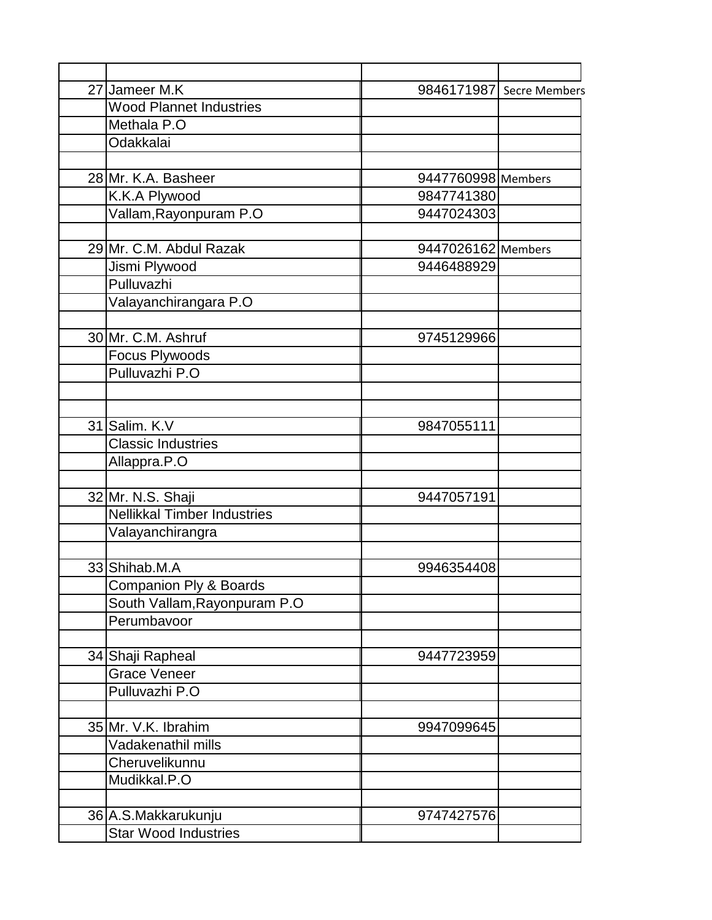| | | | |
|---|---|---|---|
| 27 | Jameer M.K | 9846171987 | Secre Members |
| | Wood Plannet Industries | | |
| | Methala P.O | | |
| | Odakkalai | | |
| | | | |
| 28 | Mr. K.A. Basheer | 9447760998 | Members |
| | K.K.A Plywood | 9847741380 | |
| | Vallam,Rayonpuram P.O | 9447024303 | |
| | | | |
| 29 | Mr. C.M. Abdul Razak | 9447026162 | Members |
| | Jismi Plywood | 9446488929 | |
| | Pulluvazhi | | |
| | Valayanchirangara P.O | | |
| | | | |
| 30 | Mr. C.M. Ashruf | 9745129966 | |
| | Focus Plywoods | | |
| | Pulluvazhi P.O | | |
| | | | |
| | | | |
| 31 | Salim. K.V | 9847055111 | |
| | Classic Industries | | |
| | Allappra.P.O | | |
| | | | |
| 32 | Mr. N.S. Shaji | 9447057191 | |
| | Nellikkal Timber Industries | | |
| | Valayanchirangra | | |
| | | | |
| 33 | Shihab.M.A | 9946354408 | |
| | Companion Ply & Boards | | |
| | South Vallam,Rayonpuram P.O | | |
| | Perumbavoor | | |
| | | | |
| 34 | Shaji Rapheal | 9447723959 | |
| | Grace Veneer | | |
| | Pulluvazhi P.O | | |
| | | | |
| 35 | Mr. V.K. Ibrahim | 9947099645 | |
| | Vadakenathil mills | | |
| | Cheruvelikunnu | | |
| | Mudikkal.P.O | | |
| | | | |
| 36 | A.S.Makkarukunju | 9747427576 | |
| | Star Wood Industries | | |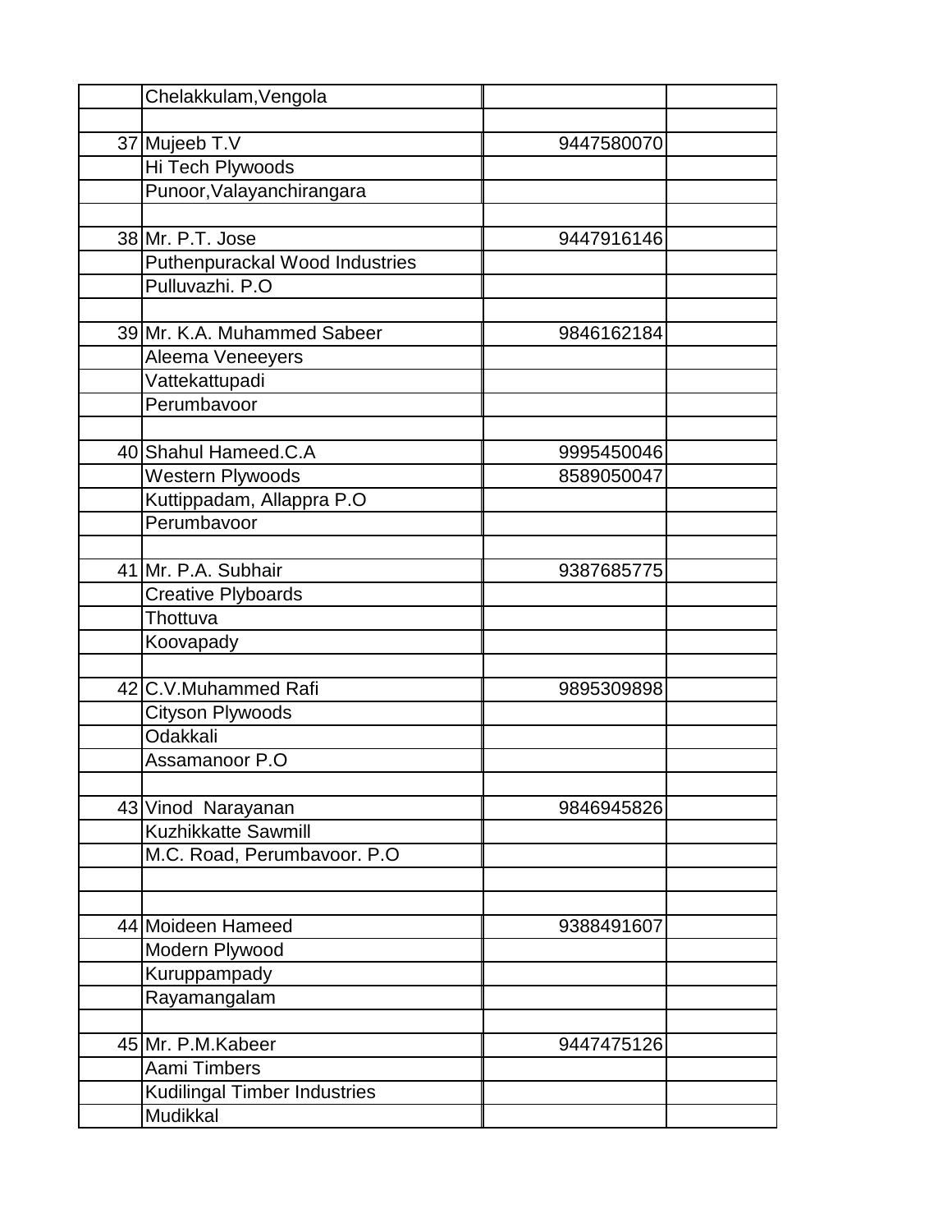| | | | |
|---|---|---|---|
| | Chelakkulam,Vengola | | |
| | | | |
| 37 | Mujeeb T.V | 9447580070 | |
| | Hi Tech Plywoods | | |
| | Punoor,Valayanchirangara | | |
| | | | |
| 38 | Mr. P.T. Jose | 9447916146 | |
| | Puthenpurackal Wood Industries | | |
| | Pulluvazhi. P.O | | |
| | | | |
| 39 | Mr. K.A. Muhammed Sabeer | 9846162184 | |
| | Aleema Veneeyers | | |
| | Vattekattupadi | | |
| | Perumbavoor | | |
| | | | |
| 40 | Shahul Hameed.C.A | 9995450046 | |
| | Western Plywoods | 8589050047 | |
| | Kuttippadam, Allappra P.O | | |
| | Perumbavoor | | |
| | | | |
| 41 | Mr. P.A. Subhair | 9387685775 | |
| | Creative Plyboards | | |
| | Thottuva | | |
| | Koovapady | | |
| | | | |
| 42 | C.V.Muhammed Rafi | 9895309898 | |
| | Cityson Plywoods | | |
| | Odakkali | | |
| | Assamanoor P.O | | |
| | | | |
| 43 | Vinod Narayanan | 9846945826 | |
| | Kuzhikkatte Sawmill | | |
| | M.C. Road, Perumbavoor. P.O | | |
| | | | |
| | | | |
| 44 | Moideen Hameed | 9388491607 | |
| | Modern Plywood | | |
| | Kuruppampady | | |
| | Rayamangalam | | |
| | | | |
| 45 | Mr. P.M.Kabeer | 9447475126 | |
| | Aami Timbers | | |
| | Kudilingal Timber Industries | | |
| | Mudikkal | | |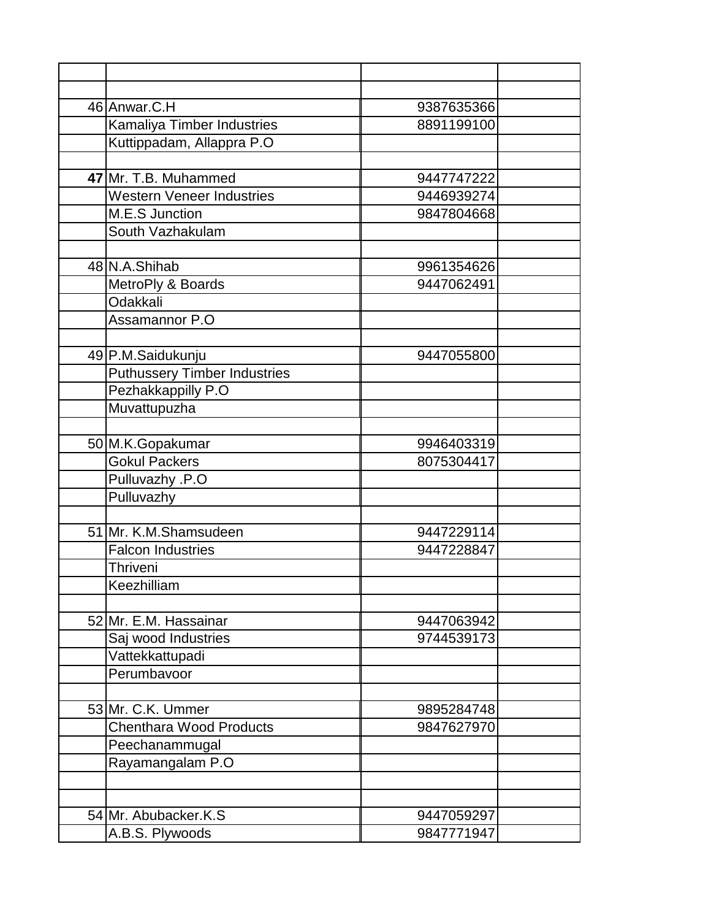| | | | |
|---|---|---|---|
| | | | |
| 46 | Anwar.C.H | 9387635366 | |
| | Kamaliya Timber Industries | 8891199100 | |
| | Kuttippadam, Allappra P.O | | |
| | | | |
| **47** | Mr. T.B. Muhammed | 9447747222 | |
| | Western Veneer Industries | 9446939274 | |
| | M.E.S Junction | 9847804668 | |
| | South Vazhakulam | | |
| | | | |
| 48 | N.A.Shihab | 9961354626 | |
| | MetroPly & Boards | 9447062491 | |
| | Odakkali | | |
| | Assamannor P.O | | |
| | | | |
| 49 | P.M.Saidukunju | 9447055800 | |
| | Puthussery Timber Industries | | |
| | Pezhakkappilly P.O | | |
| | Muvattupuzha | | |
| | | | |
| 50 | M.K.Gopakumar | 9946403319 | |
| | Gokul Packers | 8075304417 | |
| | Pulluvazhy .P.O | | |
| | Pulluvazhy | | |
| | | | |
| 51 | Mr. K.M.Shamsudeen | 9447229114 | |
| | Falcon Industries | 9447228847 | |
| | Thriveni | | |
| | Keezhilliam | | |
| | | | |
| 52 | Mr. E.M. Hassainar | 9447063942 | |
| | Saj wood Industries | 9744539173 | |
| | Vattekkattupadi | | |
| | Perumbavoor | | |
| | | | |
| 53 | Mr. C.K. Ummer | 9895284748 | |
| | Chenthara Wood Products | 9847627970 | |
| | Peechanammugal | | |
| | Rayamangalam P.O | | |
| | | | |
| | | | |
| 54 | Mr. Abubacker.K.S | 9447059297 | |
| | A.B.S. Plywoods | 9847771947 | |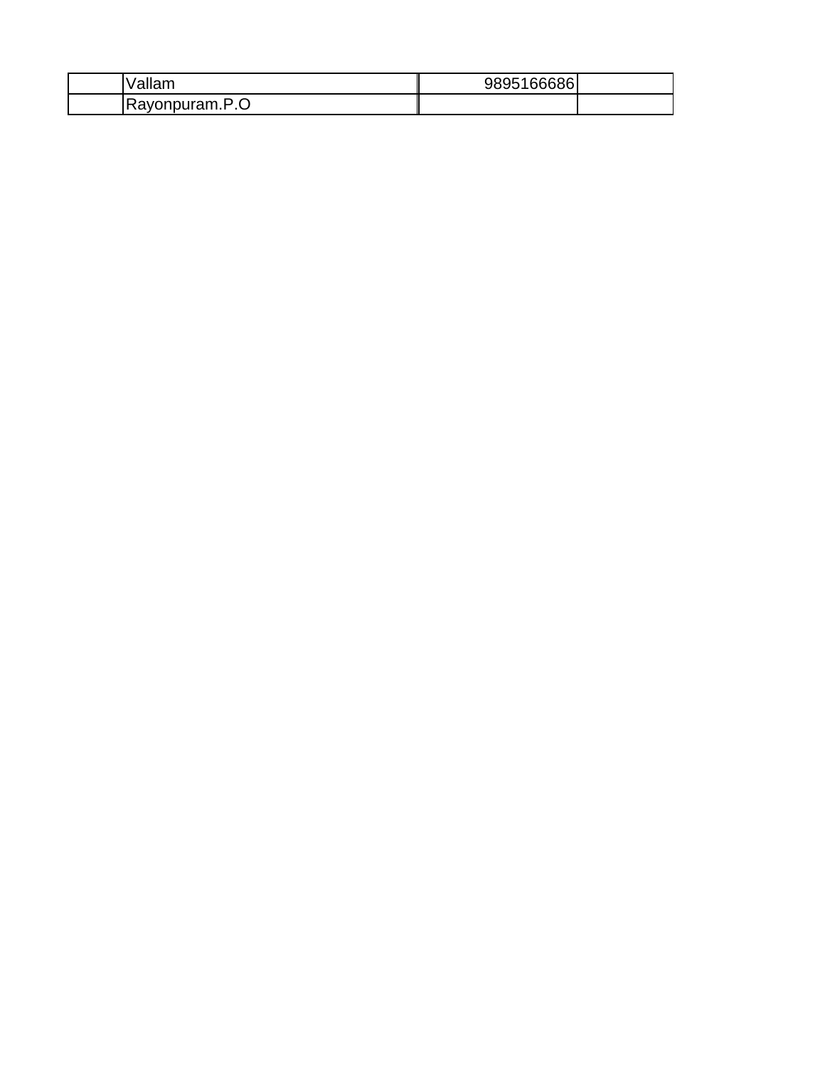| | | | |
|---|---|---|---|
| | Vallam | 9895166686 | |
| | Rayonpuram.P.O | | |